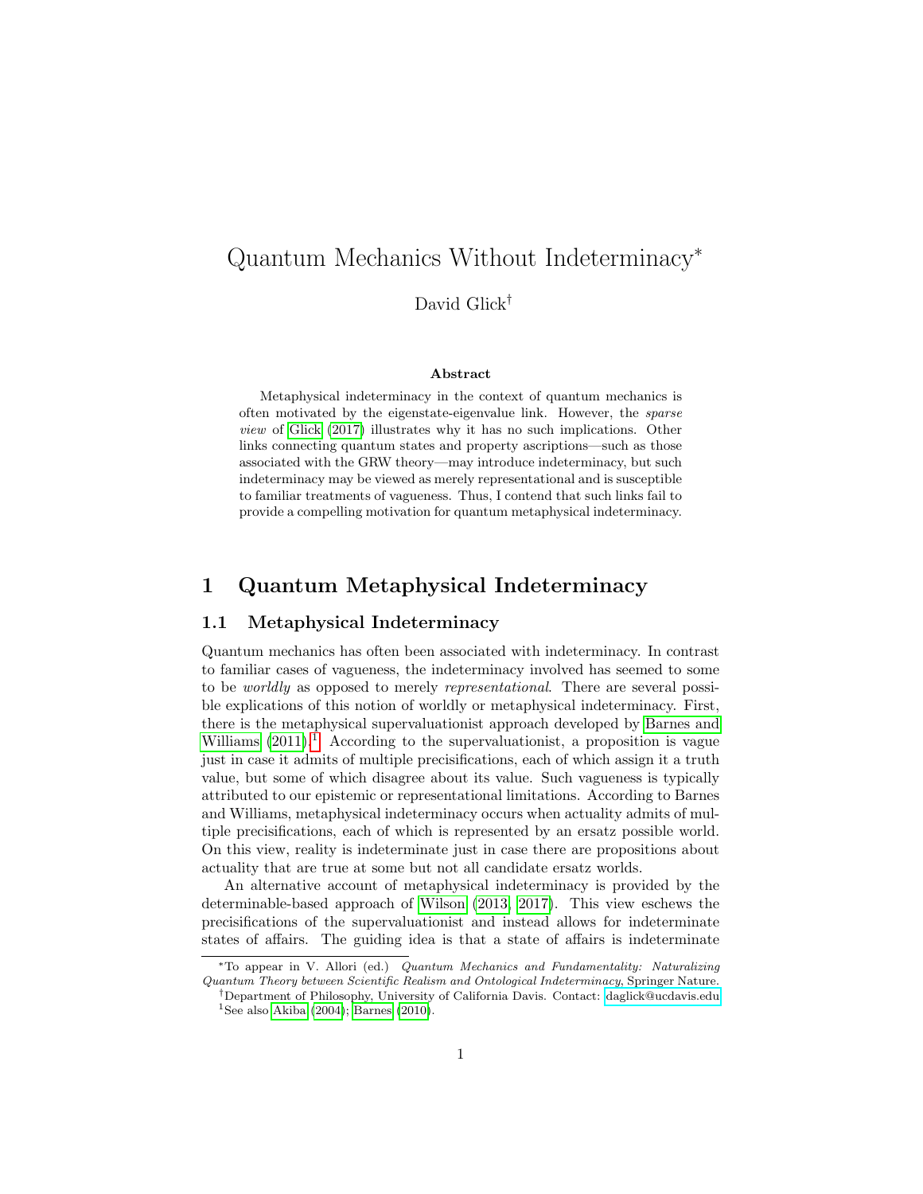# Quantum Mechanics Without Indeterminacy*

David Glick[†]

### Abstract

Metaphysical indeterminacy in the context of quantum mechanics is often motivated by the eigenstate-eigenvalue link. However, the *sparse view* of Glick (2017) illustrates why it has no such implications. Other links connecting quantum states and property ascriptions—such as those associated with the GRW theory—may introduce indeterminacy, but such indeterminacy may be viewed as merely representational and is susceptible to familiar treatments of vagueness. Thus, I contend that such links fail to provide a compelling motivation for quantum metaphysical indeterminacy.

## 1 Quantum Metaphysical Indeterminacy

### 1.1 Metaphysical Indeterminacy

Quantum mechanics has often been associated with indeterminacy. In contrast to familiar cases of vagueness, the indeterminacy involved has seemed to some to be *worldly* as opposed to merely *representational*. There are several possible explications of this notion of worldly or metaphysical indeterminacy. First, there is the metaphysical supervaluationist approach developed by Barnes and Williams (2011).[1] According to the supervaluationist, a proposition is vague just in case it admits of multiple precisifications, each of which assign it a truth value, but some of which disagree about its value. Such vagueness is typically attributed to our epistemic or representational limitations. According to Barnes and Williams, metaphysical indeterminacy occurs when actuality admits of multiple precisifications, each of which is represented by an ersatz possible world. On this view, reality is indeterminate just in case there are propositions about actuality that are true at some but not all candidate ersatz worlds.

An alternative account of metaphysical indeterminacy is provided by the determinable-based approach of Wilson (2013, 2017). This view eschews the precisifications of the supervaluationist and instead allows for indeterminate states of affairs. The guiding idea is that a state of affairs is indeterminate

*To appear in V. Allori (ed.) *Quantum Mechanics and Fundamentality: Naturalizing Quantum Theory between Scientific Realism and Ontological Indeterminacy*, Springer Nature.

[†]Department of Philosophy, University of California Davis. Contact: daglick@ucdavis.edu

[1]See also Akiba (2004); Barnes (2010).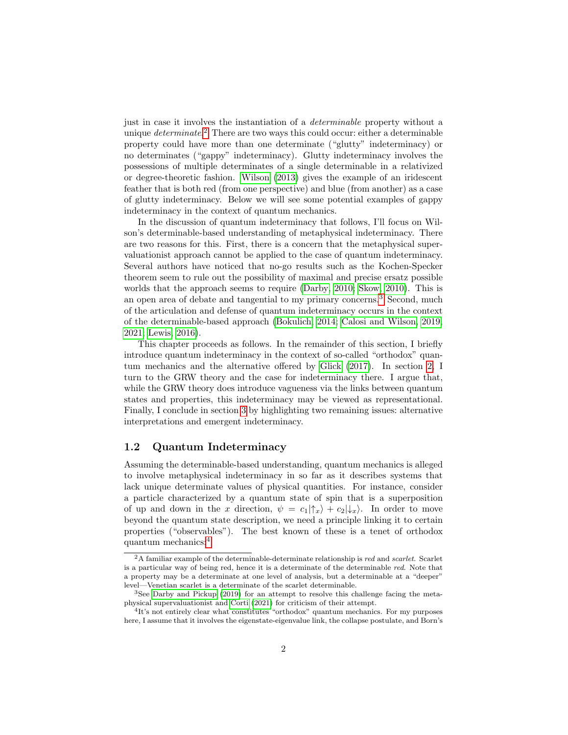just in case it involves the instantiation of a *determinable* property without a unique *determinate*.[2] There are two ways this could occur: either a determinable property could have more than one determinate ("glutty" indeterminacy) or no determinates ("gappy" indeterminacy). Glutty indeterminacy involves the possessions of multiple determinates of a single determinable in a relativized or degree-theoretic fashion. Wilson (2013) gives the example of an iridescent feather that is both red (from one perspective) and blue (from another) as a case of glutty indeterminacy. Below we will see some potential examples of gappy indeterminacy in the context of quantum mechanics.

In the discussion of quantum indeterminacy that follows, I'll focus on Wilson's determinable-based understanding of metaphysical indeterminacy. There are two reasons for this. First, there is a concern that the metaphysical supervaluationist approach cannot be applied to the case of quantum indeterminacy. Several authors have noticed that no-go results such as the Kochen-Specker theorem seem to rule out the possibility of maximal and precise ersatz possible worlds that the approach seems to require (Darby, 2010; Skow, 2010). This is an open area of debate and tangential to my primary concerns.[3] Second, much of the articulation and defense of quantum indeterminacy occurs in the context of the determinable-based approach (Bokulich, 2014; Calosi and Wilson, 2019, 2021; Lewis, 2016).

This chapter proceeds as follows. In the remainder of this section, I briefly introduce quantum indeterminacy in the context of so-called "orthodox" quantum mechanics and the alternative offered by Glick (2017). In section 2, I turn to the GRW theory and the case for indeterminacy there. I argue that, while the GRW theory does introduce vagueness via the links between quantum states and properties, this indeterminacy may be viewed as representational. Finally, I conclude in section 3 by highlighting two remaining issues: alternative interpretations and emergent indeterminacy.

## 1.2 Quantum Indeterminacy

Assuming the determinable-based understanding, quantum mechanics is alleged to involve metaphysical indeterminacy in so far as it describes systems that lack unique determinate values of physical quantities. For instance, consider a particle characterized by a quantum state of spin that is a superposition of up and down in the $x$ direction, $\psi = c_1|\uparrow_x\rangle + c_2|\downarrow_x\rangle$. In order to move beyond the quantum state description, we need a principle linking it to certain properties ("observables"). The best known of these is a tenet of orthodox quantum mechanics:[4]

---

[2] A familiar example of the determinable-determinate relationship is *red* and *scarlet*. Scarlet is a particular way of being red, hence it is a determinate of the determinable *red*. Note that a property may be a determinate at one level of analysis, but a determinable at a "deeper" level—Venetian scarlet is a determinate of the scarlet determinable.

[3] See Darby and Pickup (2019) for an attempt to resolve this challenge facing the metaphysical supervaluationist and Corti (2021) for criticism of their attempt.

[4] It's not entirely clear what constitutes "orthodox" quantum mechanics. For my purposes here, I assume that it involves the eigenstate-eigenvalue link, the collapse postulate, and Born's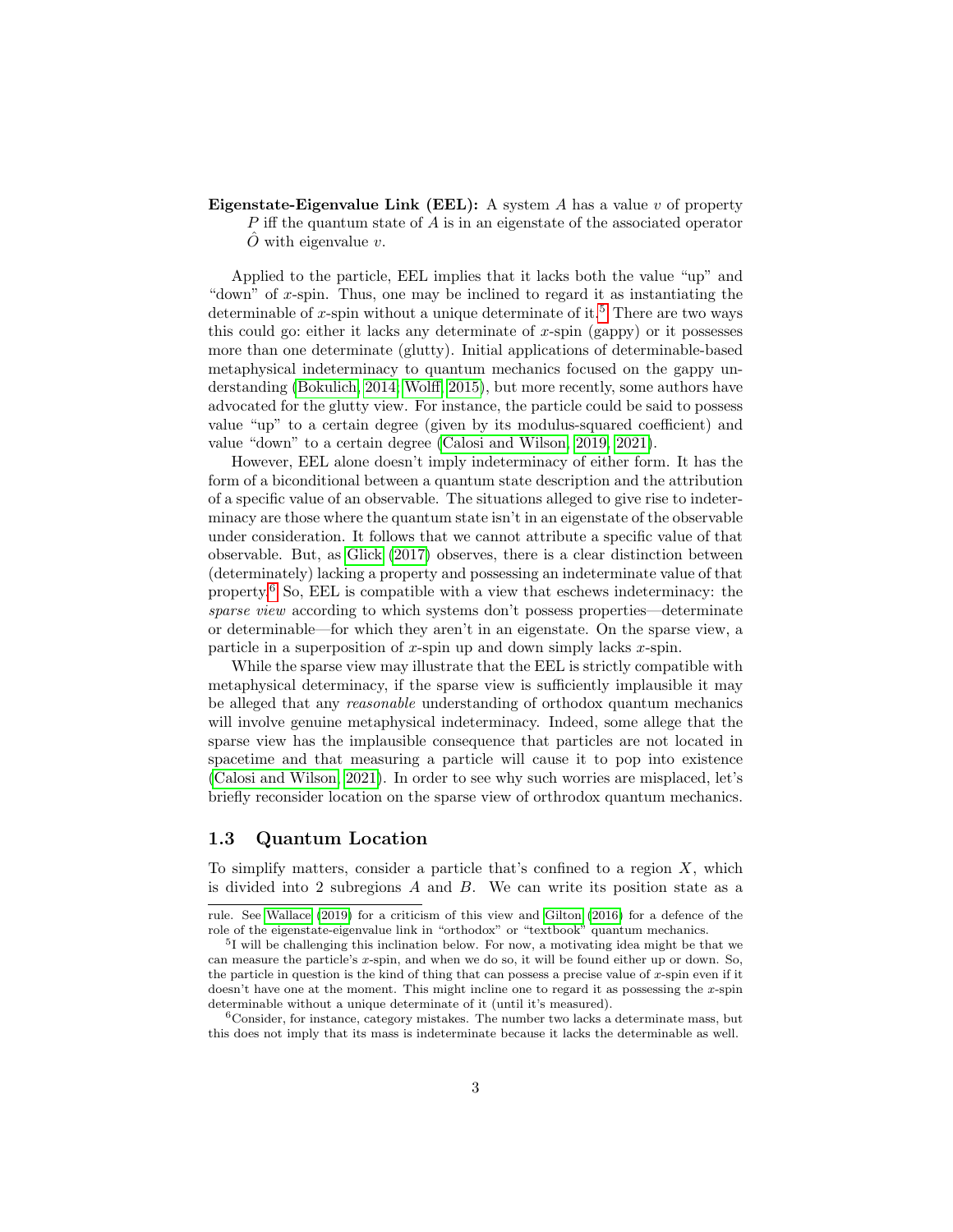**Eigenstate-Eigenvalue Link (EEL):** A system $A$ has a value $v$ of property $P$ iff the quantum state of $A$ is in an eigenstate of the associated operator $\hat{O}$ with eigenvalue $v$.

Applied to the particle, EEL implies that it lacks both the value "up" and "down" of $x$-spin. Thus, one may be inclined to regard it as instantiating the determinable of $x$-spin without a unique determinate of it.[5] There are two ways this could go: either it lacks any determinate of $x$-spin (gappy) or it possesses more than one determinate (glutty). Initial applications of determinable-based metaphysical indeterminacy to quantum mechanics focused on the gappy understanding (Bokulich, 2014; Wolff, 2015), but more recently, some authors have advocated for the glutty view. For instance, the particle could be said to possess value "up" to a certain degree (given by its modulus-squared coefficient) and value "down" to a certain degree (Calosi and Wilson, 2019, 2021).

However, EEL alone doesn't imply indeterminacy of either form. It has the form of a biconditional between a quantum state description and the attribution of a specific value of an observable. The situations alleged to give rise to indeterminacy are those where the quantum state isn't in an eigenstate of the observable under consideration. It follows that we cannot attribute a specific value of that observable. But, as Glick (2017) observes, there is a clear distinction between (determinately) lacking a property and possessing an indeterminate value of that property.[6] So, EEL is compatible with a view that eschews indeterminacy: the *sparse view* according to which systems don't possess properties—determinate or determinable—for which they aren't in an eigenstate. On the sparse view, a particle in a superposition of $x$-spin up and down simply lacks $x$-spin.

While the sparse view may illustrate that the EEL is strictly compatible with metaphysical determinacy, if the sparse view is sufficiently implausible it may be alleged that any *reasonable* understanding of orthodox quantum mechanics will involve genuine metaphysical indeterminacy. Indeed, some allege that the sparse view has the implausible consequence that particles are not located in spacetime and that measuring a particle will cause it to pop into existence (Calosi and Wilson, 2021). In order to see why such worries are misplaced, let's briefly reconsider location on the sparse view of orthrodox quantum mechanics.

### 1.3 Quantum Location

To simplify matters, consider a particle that's confined to a region $X$, which is divided into 2 subregions $A$ and $B$. We can write its position state as a

---

rule. See Wallace (2019) for a criticism of this view and Gilton (2016) for a defence of the role of the eigenstate-eigenvalue link in "orthodox" or "textbook" quantum mechanics.

[5] I will be challenging this inclination below. For now, a motivating idea might be that we can measure the particle's $x$-spin, and when we do so, it will be found either up or down. So, the particle in question is the kind of thing that can possess a precise value of $x$-spin even if it doesn't have one at the moment. This might incline one to regard it as possessing the $x$-spin determinable without a unique determinate of it (until it's measured).

[6] Consider, for instance, category mistakes. The number two lacks a determinate mass, but this does not imply that its mass is indeterminate because it lacks the determinable as well.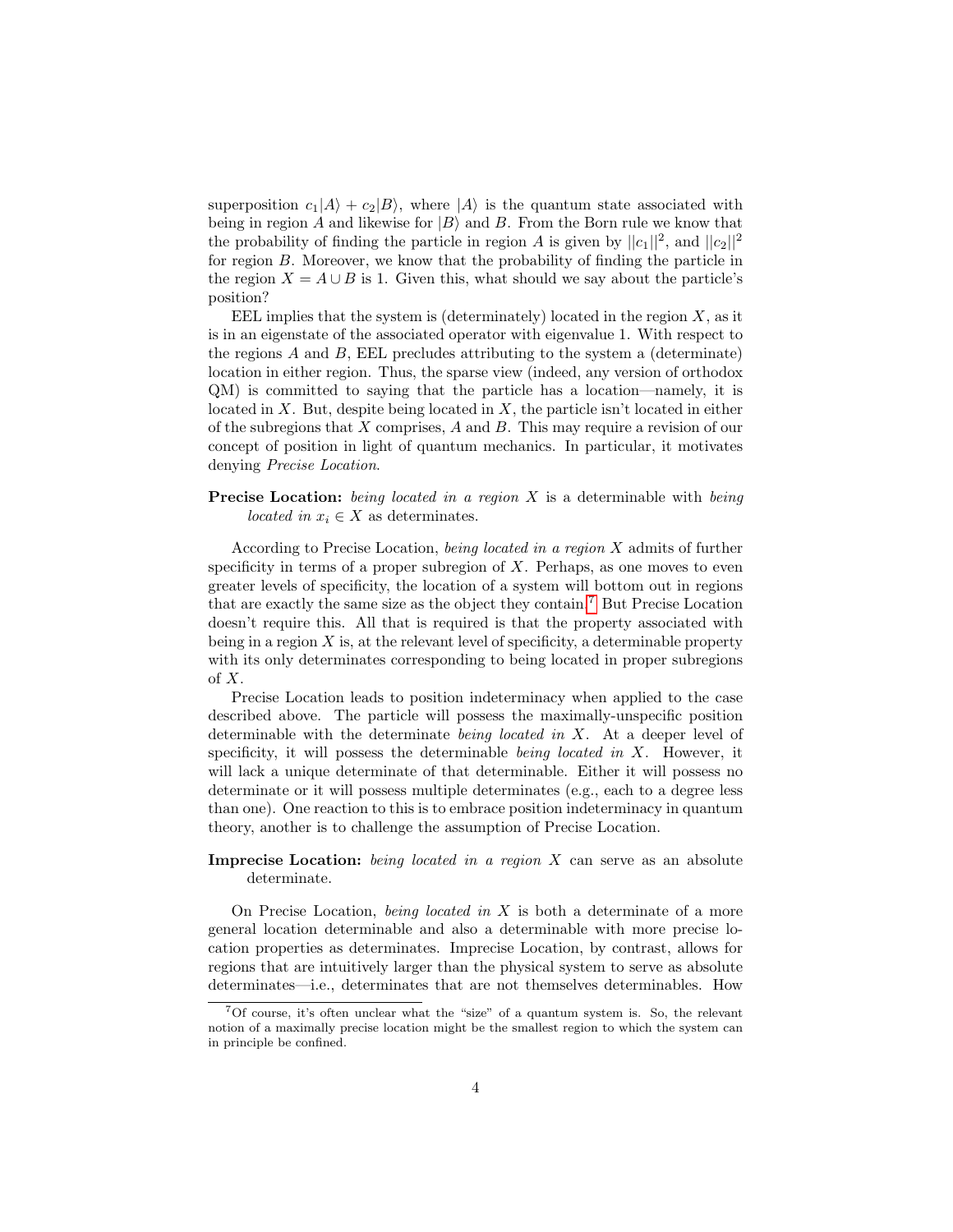superposition $c_1|A\rangle + c_2|B\rangle$, where $|A\rangle$ is the quantum state associated with being in region $A$ and likewise for $|B\rangle$ and $B$. From the Born rule we know that the probability of finding the particle in region $A$ is given by $||c_1||^2$, and $||c_2||^2$ for region $B$. Moreover, we know that the probability of finding the particle in the region $X = A \cup B$ is 1. Given this, what should we say about the particle's position?

EEL implies that the system is (determinately) located in the region $X$, as it is in an eigenstate of the associated operator with eigenvalue 1. With respect to the regions $A$ and $B$, EEL precludes attributing to the system a (determinate) location in either region. Thus, the sparse view (indeed, any version of orthodox QM) is committed to saying that the particle has a location—namely, it is located in $X$. But, despite being located in $X$, the particle isn't located in either of the subregions that $X$ comprises, $A$ and $B$. This may require a revision of our concept of position in light of quantum mechanics. In particular, it motivates denying *Precise Location*.

**Precise Location:** *being located in a region* $X$ is a determinable with *being located in* $x_i \in X$ as determinates.

According to Precise Location, *being located in a region* $X$ admits of further specificity in terms of a proper subregion of $X$. Perhaps, as one moves to even greater levels of specificity, the location of a system will bottom out in regions that are exactly the same size as the object they contain.[7] But Precise Location doesn't require this. All that is required is that the property associated with being in a region $X$ is, at the relevant level of specificity, a determinable property with its only determinates corresponding to being located in proper subregions of $X$.

Precise Location leads to position indeterminacy when applied to the case described above. The particle will possess the maximally-unspecific position determinable with the determinate *being located in* $X$. At a deeper level of specificity, it will possess the determinable *being located in* $X$. However, it will lack a unique determinate of that determinable. Either it will possess no determinate or it will possess multiple determinates (e.g., each to a degree less than one). One reaction to this is to embrace position indeterminacy in quantum theory, another is to challenge the assumption of Precise Location.

**Imprecise Location:** *being located in a region* $X$ can serve as an absolute determinate.

On Precise Location, *being located in* $X$ is both a determinate of a more general location determinable and also a determinable with more precise location properties as determinates. Imprecise Location, by contrast, allows for regions that are intuitively larger than the physical system to serve as absolute determinates—i.e., determinates that are not themselves determinables. How

[7] Of course, it's often unclear what the "size" of a quantum system is. So, the relevant notion of a maximally precise location might be the smallest region to which the system can in principle be confined.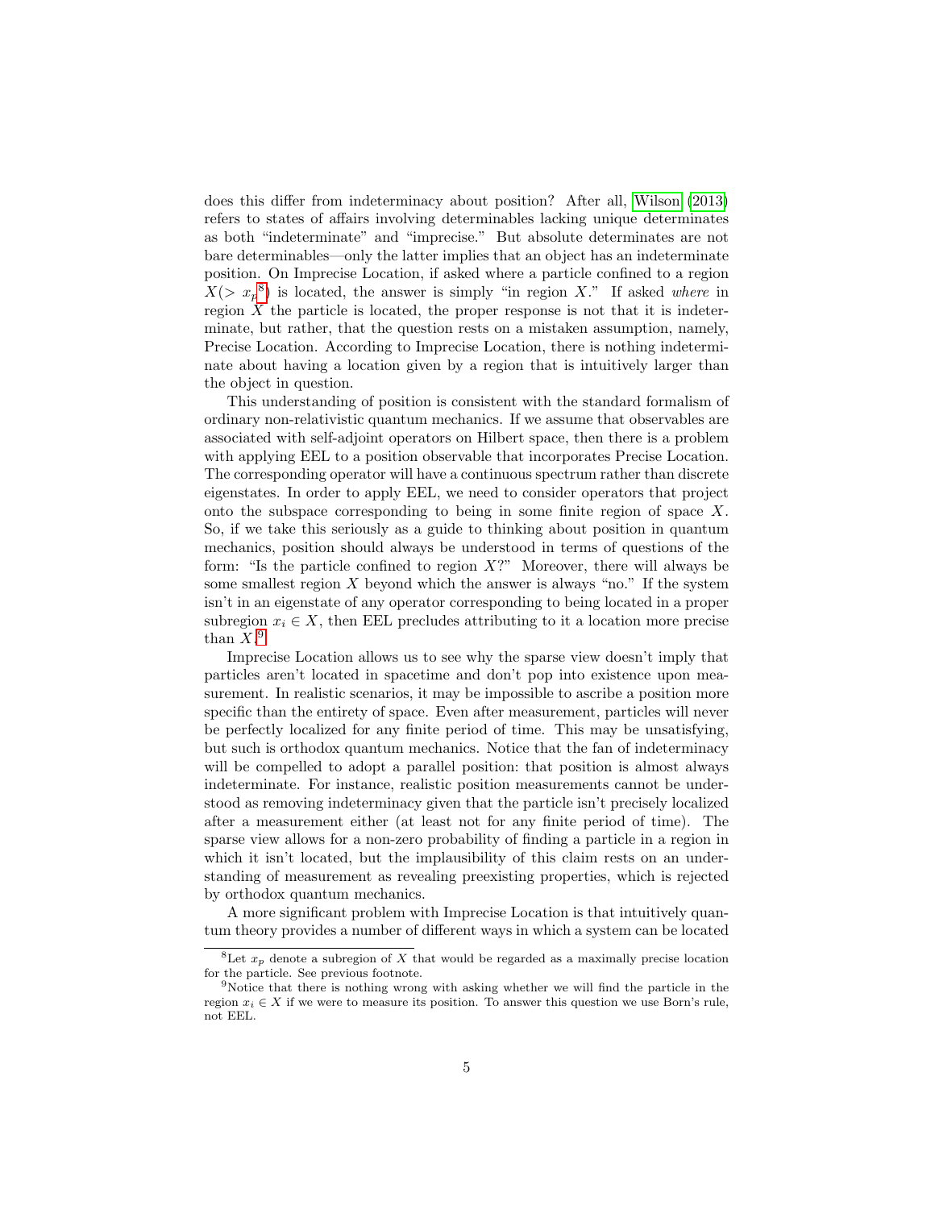does this differ from indeterminacy about position? After all, Wilson (2013) refers to states of affairs involving determinables lacking unique determinates as both "indeterminate" and "imprecise." But absolute determinates are not bare determinables—only the latter implies that an object has an indeterminate position. On Imprecise Location, if asked where a particle confined to a region $X(> x_p$[8]) is located, the answer is simply "in region $X$." If asked *where* in region $X$ the particle is located, the proper response is not that it is indeterminate, but rather, that the question rests on a mistaken assumption, namely, Precise Location. According to Imprecise Location, there is nothing indeterminate about having a location given by a region that is intuitively larger than the object in question.

This understanding of position is consistent with the standard formalism of ordinary non-relativistic quantum mechanics. If we assume that observables are associated with self-adjoint operators on Hilbert space, then there is a problem with applying EEL to a position observable that incorporates Precise Location. The corresponding operator will have a continuous spectrum rather than discrete eigenstates. In order to apply EEL, we need to consider operators that project onto the subspace corresponding to being in some finite region of space $X$. So, if we take this seriously as a guide to thinking about position in quantum mechanics, position should always be understood in terms of questions of the form: "Is the particle confined to region $X$?" Moreover, there will always be some smallest region $X$ beyond which the answer is always "no." If the system isn't in an eigenstate of any operator corresponding to being located in a proper subregion $x_i \in X$, then EEL precludes attributing to it a location more precise than $X$.[9]

Imprecise Location allows us to see why the sparse view doesn't imply that particles aren't located in spacetime and don't pop into existence upon measurement. In realistic scenarios, it may be impossible to ascribe a position more specific than the entirety of space. Even after measurement, particles will never be perfectly localized for any finite period of time. This may be unsatisfying, but such is orthodox quantum mechanics. Notice that the fan of indeterminacy will be compelled to adopt a parallel position: that position is almost always indeterminate. For instance, realistic position measurements cannot be understood as removing indeterminacy given that the particle isn't precisely localized after a measurement either (at least not for any finite period of time). The sparse view allows for a non-zero probability of finding a particle in a region in which it isn't located, but the implausibility of this claim rests on an understanding of measurement as revealing preexisting properties, which is rejected by orthodox quantum mechanics.

A more significant problem with Imprecise Location is that intuitively quantum theory provides a number of different ways in which a system can be located

[8] Let $x_p$ denote a subregion of $X$ that would be regarded as a maximally precise location for the particle. See previous footnote.

[9] Notice that there is nothing wrong with asking whether we will find the particle in the region $x_i \in X$ if we were to measure its position. To answer this question we use Born's rule, not EEL.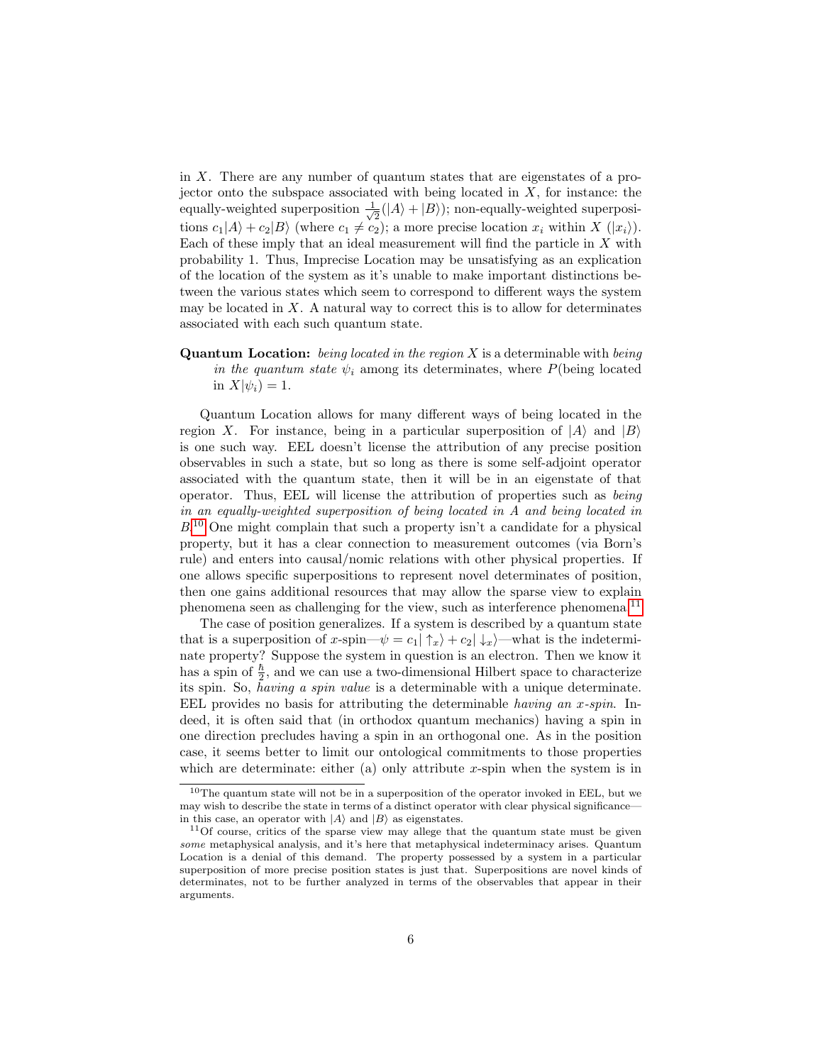in $X$. There are any number of quantum states that are eigenstates of a projector onto the subspace associated with being located in $X$, for instance: the equally-weighted superposition $\frac{1}{\sqrt{2}}(|A\rangle + |B\rangle)$; non-equally-weighted superpositions $c_1|A\rangle + c_2|B\rangle$ (where $c_1 \neq c_2$); a more precise location $x_i$ within $X$ ($|x_i\rangle$). Each of these imply that an ideal measurement will find the particle in $X$ with probability 1. Thus, Imprecise Location may be unsatisfying as an explication of the location of the system as it's unable to make important distinctions between the various states which seem to correspond to different ways the system may be located in $X$. A natural way to correct this is to allow for determinates associated with each such quantum state.

**Quantum Location:** *being located in the region* $X$ is a determinable with *being in the quantum state* $\psi_i$ among its determinates, where $P(\text{being located in } X|\psi_i) = 1$.

Quantum Location allows for many different ways of being located in the region $X$. For instance, being in a particular superposition of $|A\rangle$ and $|B\rangle$ is one such way. EEL doesn't license the attribution of any precise position observables in such a state, but so long as there is some self-adjoint operator associated with the quantum state, then it will be in an eigenstate of that operator. Thus, EEL will license the attribution of properties such as *being in an equally-weighted superposition of being located in A and being located in B*.[10] One might complain that such a property isn't a candidate for a physical property, but it has a clear connection to measurement outcomes (via Born's rule) and enters into causal/nomic relations with other physical properties. If one allows specific superpositions to represent novel determinates of position, then one gains additional resources that may allow the sparse view to explain phenomena seen as challenging for the view, such as interference phenomena.[11]

The case of position generalizes. If a system is described by a quantum state that is a superposition of $x$-spin—$\psi = c_1|\uparrow_x\rangle + c_2|\downarrow_x\rangle$—what is the indeterminate property? Suppose the system in question is an electron. Then we know it has a spin of $\frac{\hbar}{2}$, and we can use a two-dimensional Hilbert space to characterize its spin. So, *having a spin value* is a determinable with a unique determinate. EEL provides no basis for attributing the determinable *having an $x$-spin*. Indeed, it is often said that (in orthodox quantum mechanics) having a spin in one direction precludes having a spin in an orthogonal one. As in the position case, it seems better to limit our ontological commitments to those properties which are determinate: either (a) only attribute $x$-spin when the system is in

---

[10] The quantum state will not be in a superposition of the operator invoked in EEL, but we may wish to describe the state in terms of a distinct operator with clear physical significance—in this case, an operator with $|A\rangle$ and $|B\rangle$ as eigenstates.

[11] Of course, critics of the sparse view may allege that the quantum state must be given *some* metaphysical analysis, and it's here that metaphysical indeterminacy arises. Quantum Location is a denial of this demand. The property possessed by a system in a particular superposition of more precise position states is just that. Superpositions are novel kinds of determinates, not to be further analyzed in terms of the observables that appear in their arguments.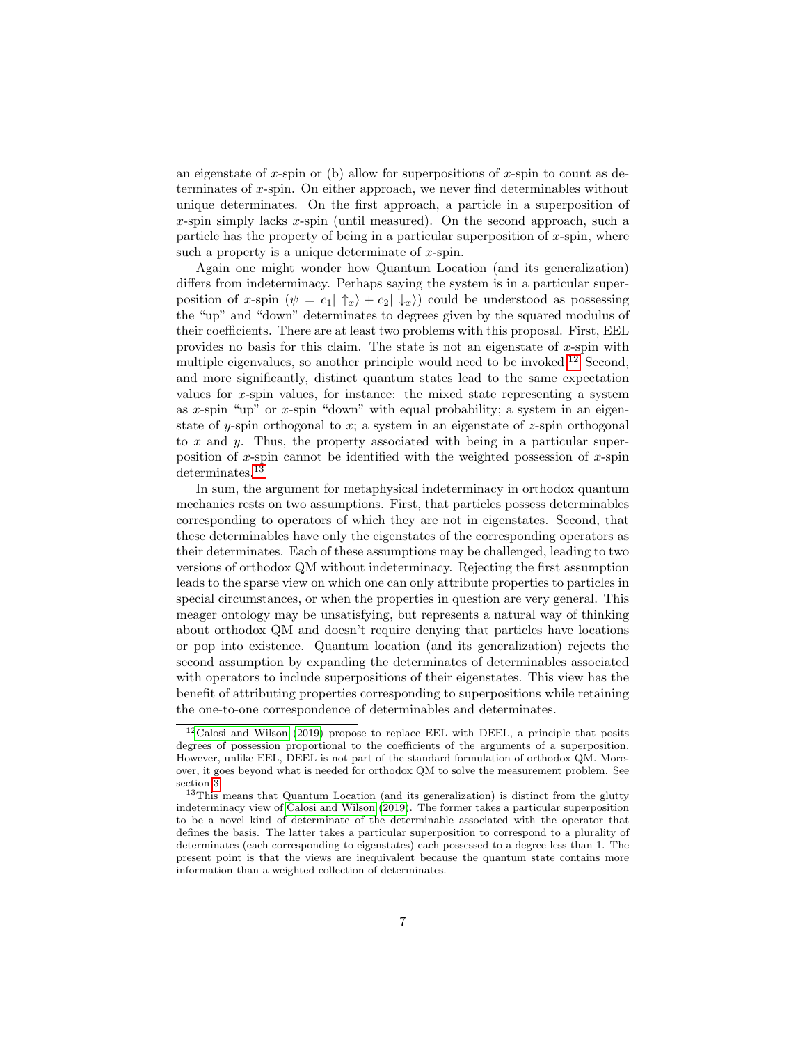an eigenstate of $x$-spin or (b) allow for superpositions of $x$-spin to count as determinates of $x$-spin. On either approach, we never find determinables without unique determinates. On the first approach, a particle in a superposition of $x$-spin simply lacks $x$-spin (until measured). On the second approach, such a particle has the property of being in a particular superposition of $x$-spin, where such a property is a unique determinate of $x$-spin.

Again one might wonder how Quantum Location (and its generalization) differs from indeterminacy. Perhaps saying the system is in a particular superposition of $x$-spin ($\psi = c_1|\uparrow_x\rangle + c_2|\downarrow_x\rangle$) could be understood as possessing the "up" and "down" determinates to degrees given by the squared modulus of their coefficients. There are at least two problems with this proposal. First, EEL provides no basis for this claim. The state is not an eigenstate of $x$-spin with multiple eigenvalues, so another principle would need to be invoked.[12] Second, and more significantly, distinct quantum states lead to the same expectation values for $x$-spin values, for instance: the mixed state representing a system as $x$-spin "up" or $x$-spin "down" with equal probability; a system in an eigenstate of $y$-spin orthogonal to $x$; a system in an eigenstate of $z$-spin orthogonal to $x$ and $y$. Thus, the property associated with being in a particular superposition of $x$-spin cannot be identified with the weighted possession of $x$-spin determinates.[13]

In sum, the argument for metaphysical indeterminacy in orthodox quantum mechanics rests on two assumptions. First, that particles possess determinables corresponding to operators of which they are not in eigenstates. Second, that these determinables have only the eigenstates of the corresponding operators as their determinates. Each of these assumptions may be challenged, leading to two versions of orthodox QM without indeterminacy. Rejecting the first assumption leads to the sparse view on which one can only attribute properties to particles in special circumstances, or when the properties in question are very general. This meager ontology may be unsatisfying, but represents a natural way of thinking about orthodox QM and doesn't require denying that particles have locations or pop into existence. Quantum location (and its generalization) rejects the second assumption by expanding the determinates of determinables associated with operators to include superpositions of their eigenstates. This view has the benefit of attributing properties corresponding to superpositions while retaining the one-to-one correspondence of determinables and determinates.

---

[12] Calosi and Wilson (2019) propose to replace EEL with DEEL, a principle that posits degrees of possession proportional to the coefficients of the arguments of a superposition. However, unlike EEL, DEEL is not part of the standard formulation of orthodox QM. Moreover, it goes beyond what is needed for orthodox QM to solve the measurement problem. See section 3.

[13] This means that Quantum Location (and its generalization) is distinct from the glutty indeterminacy view of Calosi and Wilson (2019). The former takes a particular superposition to be a novel kind of determinate of the determinable associated with the operator that defines the basis. The latter takes a particular superposition to correspond to a plurality of determinates (each corresponding to eigenstates) each possessed to a degree less than 1. The present point is that the views are inequivalent because the quantum state contains more information than a weighted collection of determinates.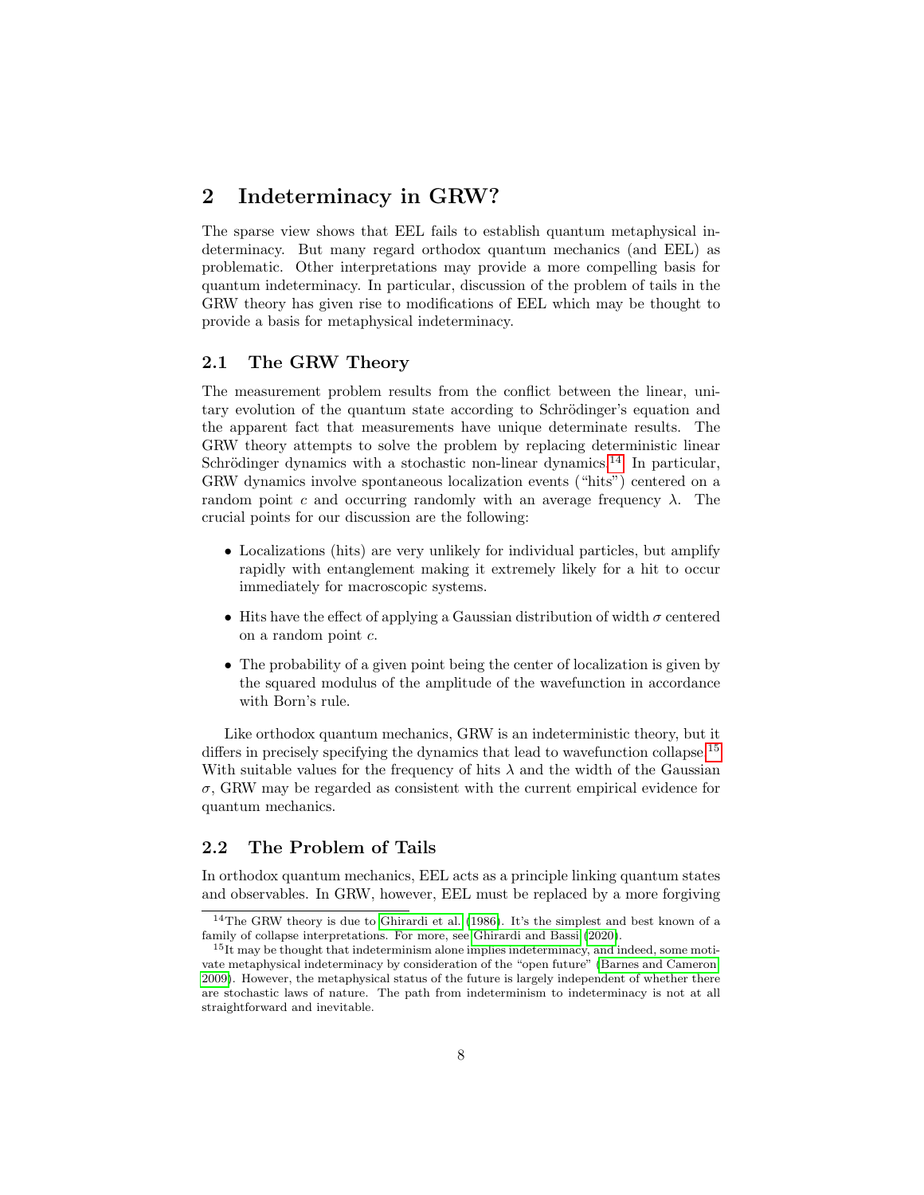## 2 Indeterminacy in GRW?

The sparse view shows that EEL fails to establish quantum metaphysical indeterminacy. But many regard orthodox quantum mechanics (and EEL) as problematic. Other interpretations may provide a more compelling basis for quantum indeterminacy. In particular, discussion of the problem of tails in the GRW theory has given rise to modifications of EEL which may be thought to provide a basis for metaphysical indeterminacy.

### 2.1 The GRW Theory

The measurement problem results from the conflict between the linear, unitary evolution of the quantum state according to Schrödinger's equation and the apparent fact that measurements have unique determinate results. The GRW theory attempts to solve the problem by replacing deterministic linear Schrödinger dynamics with a stochastic non-linear dynamics.[14] In particular, GRW dynamics involve spontaneous localization events ("hits") centered on a random point $c$ and occurring randomly with an average frequency $\lambda$. The crucial points for our discussion are the following:

- Localizations (hits) are very unlikely for individual particles, but amplify rapidly with entanglement making it extremely likely for a hit to occur immediately for macroscopic systems.
- Hits have the effect of applying a Gaussian distribution of width $\sigma$ centered on a random point $c$.
- The probability of a given point being the center of localization is given by the squared modulus of the amplitude of the wavefunction in accordance with Born's rule.

Like orthodox quantum mechanics, GRW is an indeterministic theory, but it differs in precisely specifying the dynamics that lead to wavefunction collapse.[15] With suitable values for the frequency of hits $\lambda$ and the width of the Gaussian $\sigma$, GRW may be regarded as consistent with the current empirical evidence for quantum mechanics.

### 2.2 The Problem of Tails

In orthodox quantum mechanics, EEL acts as a principle linking quantum states and observables. In GRW, however, EEL must be replaced by a more forgiving

---

[14] The GRW theory is due to Ghirardi et al. (1986). It's the simplest and best known of a family of collapse interpretations. For more, see Ghirardi and Bassi (2020).

[15] It may be thought that indeterminism alone implies indeterminacy, and indeed, some motivate metaphysical indeterminacy by consideration of the "open future" (Barnes and Cameron 2009). However, the metaphysical status of the future is largely independent of whether there are stochastic laws of nature. The path from indeterminism to indeterminacy is not at all straightforward and inevitable.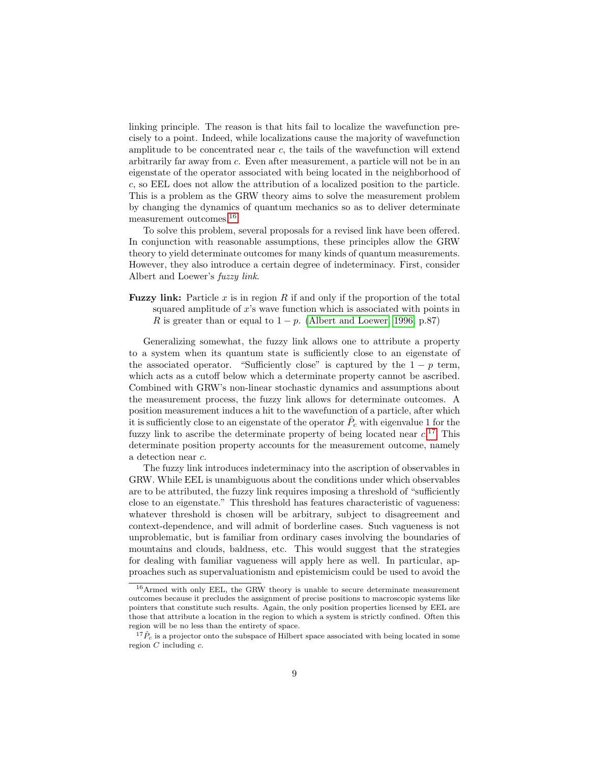linking principle. The reason is that hits fail to localize the wavefunction precisely to a point. Indeed, while localizations cause the majority of wavefunction amplitude to be concentrated near $c$, the tails of the wavefunction will extend arbitrarily far away from $c$. Even after measurement, a particle will not be in an eigenstate of the operator associated with being located in the neighborhood of $c$, so EEL does not allow the attribution of a localized position to the particle. This is a problem as the GRW theory aims to solve the measurement problem by changing the dynamics of quantum mechanics so as to deliver determinate measurement outcomes.[16]

To solve this problem, several proposals for a revised link have been offered. In conjunction with reasonable assumptions, these principles allow the GRW theory to yield determinate outcomes for many kinds of quantum measurements. However, they also introduce a certain degree of indeterminacy. First, consider Albert and Loewer's *fuzzy link*.

**Fuzzy link:** Particle $x$ is in region $R$ if and only if the proportion of the total squared amplitude of $x$'s wave function which is associated with points in $R$ is greater than or equal to $1 - p$. (Albert and Loewer, 1996, p.87)

Generalizing somewhat, the fuzzy link allows one to attribute a property to a system when its quantum state is sufficiently close to an eigenstate of the associated operator. "Sufficiently close" is captured by the $1 - p$ term, which acts as a cutoff below which a determinate property cannot be ascribed. Combined with GRW's non-linear stochastic dynamics and assumptions about the measurement process, the fuzzy link allows for determinate outcomes. A position measurement induces a hit to the wavefunction of a particle, after which it is sufficiently close to an eigenstate of the operator $\hat{P}_c$ with eigenvalue 1 for the fuzzy link to ascribe the determinate property of being located near $c$.[17] This determinate position property accounts for the measurement outcome, namely a detection near $c$.

The fuzzy link introduces indeterminacy into the ascription of observables in GRW. While EEL is unambiguous about the conditions under which observables are to be attributed, the fuzzy link requires imposing a threshold of "sufficiently close to an eigenstate." This threshold has features characteristic of vagueness: whatever threshold is chosen will be arbitrary, subject to disagreement and context-dependence, and will admit of borderline cases. Such vagueness is not unproblematic, but is familiar from ordinary cases involving the boundaries of mountains and clouds, baldness, etc. This would suggest that the strategies for dealing with familiar vagueness will apply here as well. In particular, approaches such as supervaluationism and epistemicism could be used to avoid the

---

[16] Armed with only EEL, the GRW theory is unable to secure determinate measurement outcomes because it precludes the assignment of precise positions to macroscopic systems like pointers that constitute such results. Again, the only position properties licensed by EEL are those that attribute a location in the region to which a system is strictly confined. Often this region will be no less than the entirety of space.

[17] $\hat{P}_c$ is a projector onto the subspace of Hilbert space associated with being located in some region $C$ including $c$.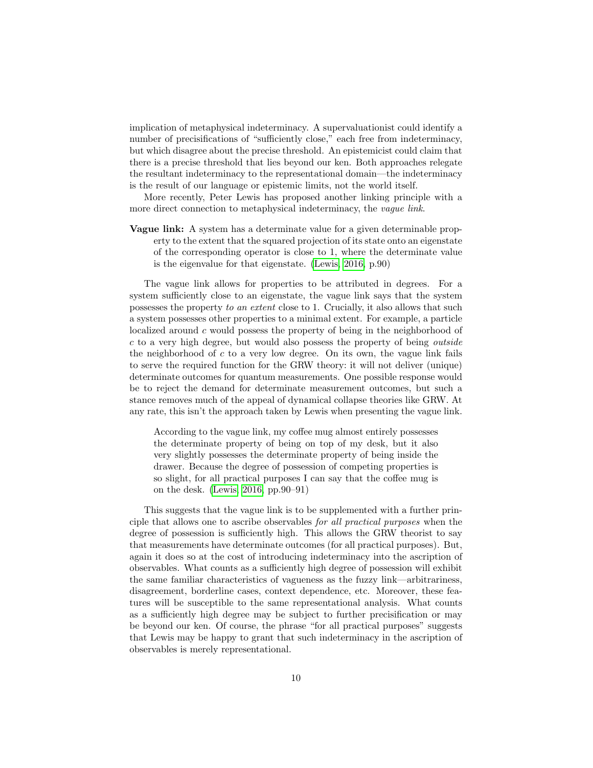implication of metaphysical indeterminacy. A supervaluationist could identify a number of precisifications of "sufficiently close," each free from indeterminacy, but which disagree about the precise threshold. An epistemicist could claim that there is a precise threshold that lies beyond our ken. Both approaches relegate the resultant indeterminacy to the representational domain—the indeterminacy is the result of our language or epistemic limits, not the world itself.

More recently, Peter Lewis has proposed another linking principle with a more direct connection to metaphysical indeterminacy, the *vague link*.

**Vague link:** A system has a determinate value for a given determinable property to the extent that the squared projection of its state onto an eigenstate of the corresponding operator is close to 1, where the determinate value is the eigenvalue for that eigenstate. (Lewis, 2016, p.90)

The vague link allows for properties to be attributed in degrees. For a system sufficiently close to an eigenstate, the vague link says that the system possesses the property *to an extent* close to 1. Crucially, it also allows that such a system possesses other properties to a minimal extent. For example, a particle localized around $c$ would possess the property of being in the neighborhood of $c$ to a very high degree, but would also possess the property of being *outside* the neighborhood of $c$ to a very low degree. On its own, the vague link fails to serve the required function for the GRW theory: it will not deliver (unique) determinate outcomes for quantum measurements. One possible response would be to reject the demand for determinate measurement outcomes, but such a stance removes much of the appeal of dynamical collapse theories like GRW. At any rate, this isn't the approach taken by Lewis when presenting the vague link.

> According to the vague link, my coffee mug almost entirely possesses the determinate property of being on top of my desk, but it also very slightly possesses the determinate property of being inside the drawer. Because the degree of possession of competing properties is so slight, for all practical purposes I can say that the coffee mug is on the desk. (Lewis, 2016, pp.90–91)

This suggests that the vague link is to be supplemented with a further principle that allows one to ascribe observables *for all practical purposes* when the degree of possession is sufficiently high. This allows the GRW theorist to say that measurements have determinate outcomes (for all practical purposes). But, again it does so at the cost of introducing indeterminacy into the ascription of observables. What counts as a sufficiently high degree of possession will exhibit the same familiar characteristics of vagueness as the fuzzy link—arbitrariness, disagreement, borderline cases, context dependence, etc. Moreover, these features will be susceptible to the same representational analysis. What counts as a sufficiently high degree may be subject to further precisification or may be beyond our ken. Of course, the phrase "for all practical purposes" suggests that Lewis may be happy to grant that such indeterminacy in the ascription of observables is merely representational.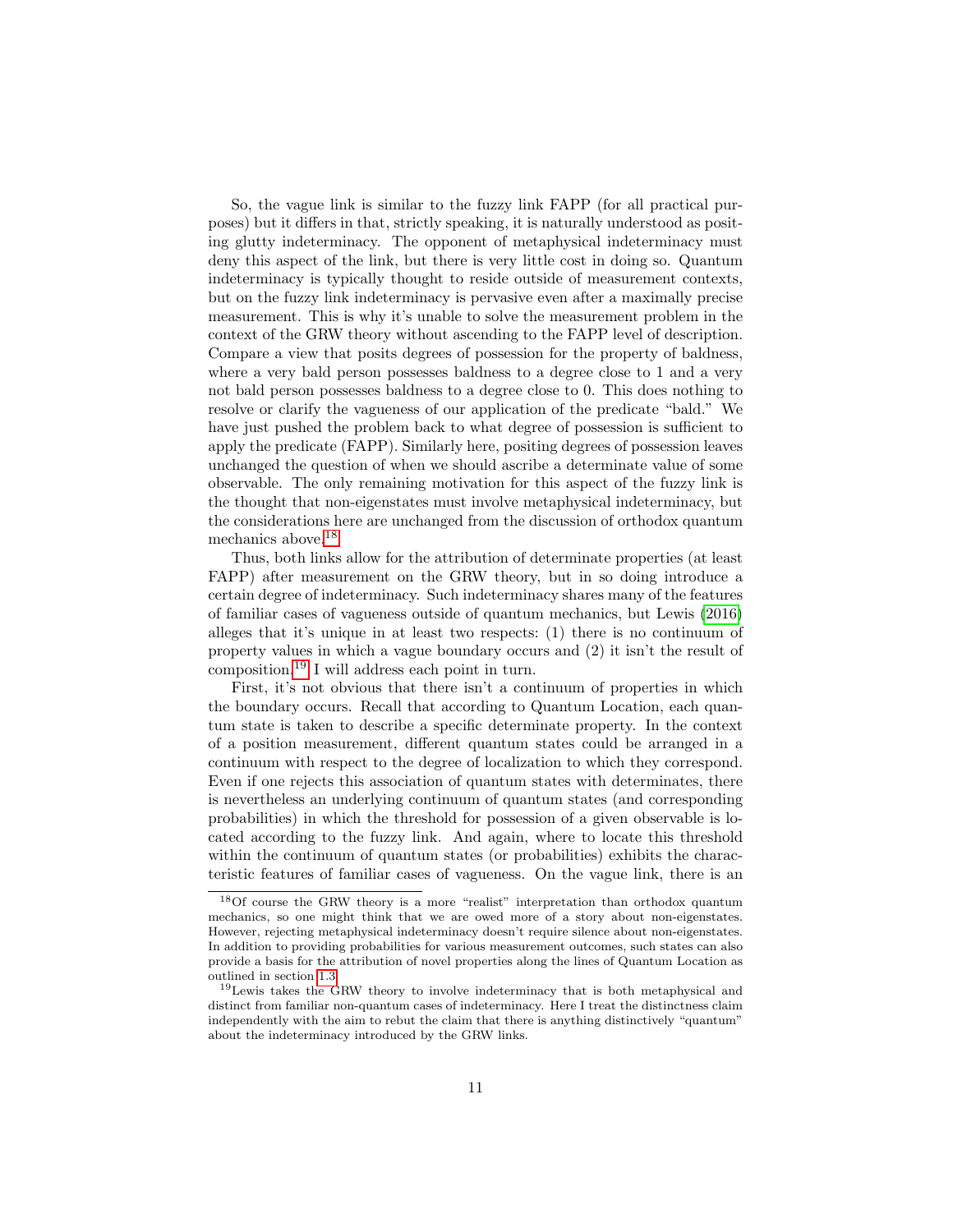So, the vague link is similar to the fuzzy link FAPP (for all practical purposes) but it differs in that, strictly speaking, it is naturally understood as positing glutty indeterminacy. The opponent of metaphysical indeterminacy must deny this aspect of the link, but there is very little cost in doing so. Quantum indeterminacy is typically thought to reside outside of measurement contexts, but on the fuzzy link indeterminacy is pervasive even after a maximally precise measurement. This is why it's unable to solve the measurement problem in the context of the GRW theory without ascending to the FAPP level of description. Compare a view that posits degrees of possession for the property of baldness, where a very bald person possesses baldness to a degree close to 1 and a very not bald person possesses baldness to a degree close to 0. This does nothing to resolve or clarify the vagueness of our application of the predicate "bald." We have just pushed the problem back to what degree of possession is sufficient to apply the predicate (FAPP). Similarly here, positing degrees of possession leaves unchanged the question of when we should ascribe a determinate value of some observable. The only remaining motivation for this aspect of the fuzzy link is the thought that non-eigenstates must involve metaphysical indeterminacy, but the considerations here are unchanged from the discussion of orthodox quantum mechanics above.[18]

Thus, both links allow for the attribution of determinate properties (at least FAPP) after measurement on the GRW theory, but in so doing introduce a certain degree of indeterminacy. Such indeterminacy shares many of the features of familiar cases of vagueness outside of quantum mechanics, but Lewis (2016) alleges that it's unique in at least two respects: (1) there is no continuum of property values in which a vague boundary occurs and (2) it isn't the result of composition.[19] I will address each point in turn.

First, it's not obvious that there isn't a continuum of properties in which the boundary occurs. Recall that according to Quantum Location, each quantum state is taken to describe a specific determinate property. In the context of a position measurement, different quantum states could be arranged in a continuum with respect to the degree of localization to which they correspond. Even if one rejects this association of quantum states with determinates, there is nevertheless an underlying continuum of quantum states (and corresponding probabilities) in which the threshold for possession of a given observable is located according to the fuzzy link. And again, where to locate this threshold within the continuum of quantum states (or probabilities) exhibits the characteristic features of familiar cases of vagueness. On the vague link, there is an

[18] Of course the GRW theory is a more "realist" interpretation than orthodox quantum mechanics, so one might think that we are owed more of a story about non-eigenstates. However, rejecting metaphysical indeterminacy doesn't require silence about non-eigenstates. In addition to providing probabilities for various measurement outcomes, such states can also provide a basis for the attribution of novel properties along the lines of Quantum Location as outlined in section 1.3.

[19] Lewis takes the GRW theory to involve indeterminacy that is both metaphysical and distinct from familiar non-quantum cases of indeterminacy. Here I treat the distinctness claim independently with the aim to rebut the claim that there is anything distinctively "quantum" about the indeterminacy introduced by the GRW links.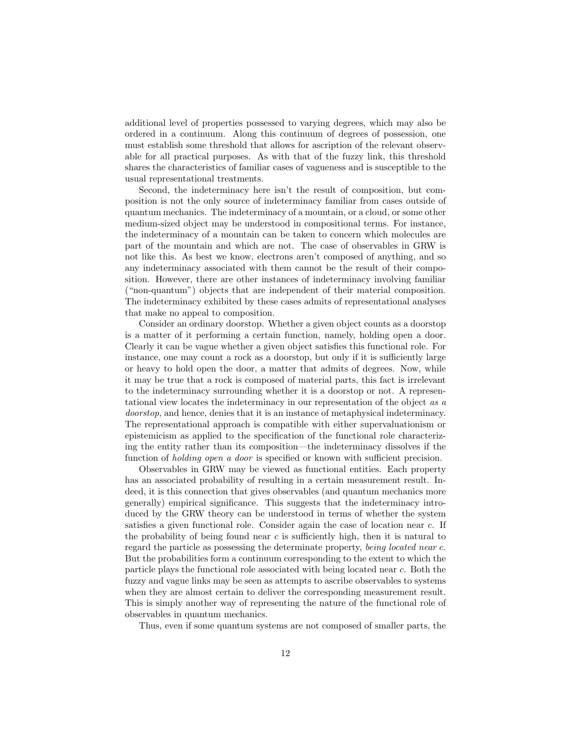additional level of properties possessed to varying degrees, which may also be ordered in a continuum. Along this continuum of degrees of possession, one must establish some threshold that allows for ascription of the relevant observable for all practical purposes. As with that of the fuzzy link, this threshold shares the characteristics of familiar cases of vagueness and is susceptible to the usual representational treatments.

Second, the indeterminacy here isn't the result of composition, but composition is not the only source of indeterminacy familiar from cases outside of quantum mechanics. The indeterminacy of a mountain, or a cloud, or some other medium-sized object may be understood in compositional terms. For instance, the indeterminacy of a mountain can be taken to concern which molecules are part of the mountain and which are not. The case of observables in GRW is not like this. As best we know, electrons aren't composed of anything, and so any indeterminacy associated with them cannot be the result of their composition. However, there are other instances of indeterminacy involving familiar ("non-quantum") objects that are independent of their material composition. The indeterminacy exhibited by these cases admits of representational analyses that make no appeal to composition.

Consider an ordinary doorstop. Whether a given object counts as a doorstop is a matter of it performing a certain function, namely, holding open a door. Clearly it can be vague whether a given object satisfies this functional role. For instance, one may count a rock as a doorstop, but only if it is sufficiently large or heavy to hold open the door, a matter that admits of degrees. Now, while it may be true that a rock is composed of material parts, this fact is irrelevant to the indeterminacy surrounding whether it is a doorstop or not. A representational view locates the indeterminacy in our representation of the object *as a doorstop*, and hence, denies that it is an instance of metaphysical indeterminacy. The representational approach is compatible with either supervaluationism or epistemicism as applied to the specification of the functional role characterizing the entity rather than its composition—the indeterminacy dissolves if the function of *holding open a door* is specified or known with sufficient precision.

Observables in GRW may be viewed as functional entities. Each property has an associated probability of resulting in a certain measurement result. Indeed, it is this connection that gives observables (and quantum mechanics more generally) empirical significance. This suggests that the indeterminacy introduced by the GRW theory can be understood in terms of whether the system satisfies a given functional role. Consider again the case of location near $c$. If the probability of being found near $c$ is sufficiently high, then it is natural to regard the particle as possessing the determinate property, *being located near c*. But the probabilities form a continuum corresponding to the extent to which the particle plays the functional role associated with being located near $c$. Both the fuzzy and vague links may be seen as attempts to ascribe observables to systems when they are almost certain to deliver the corresponding measurement result. This is simply another way of representing the nature of the functional role of observables in quantum mechanics.

Thus, even if some quantum systems are not composed of smaller parts, the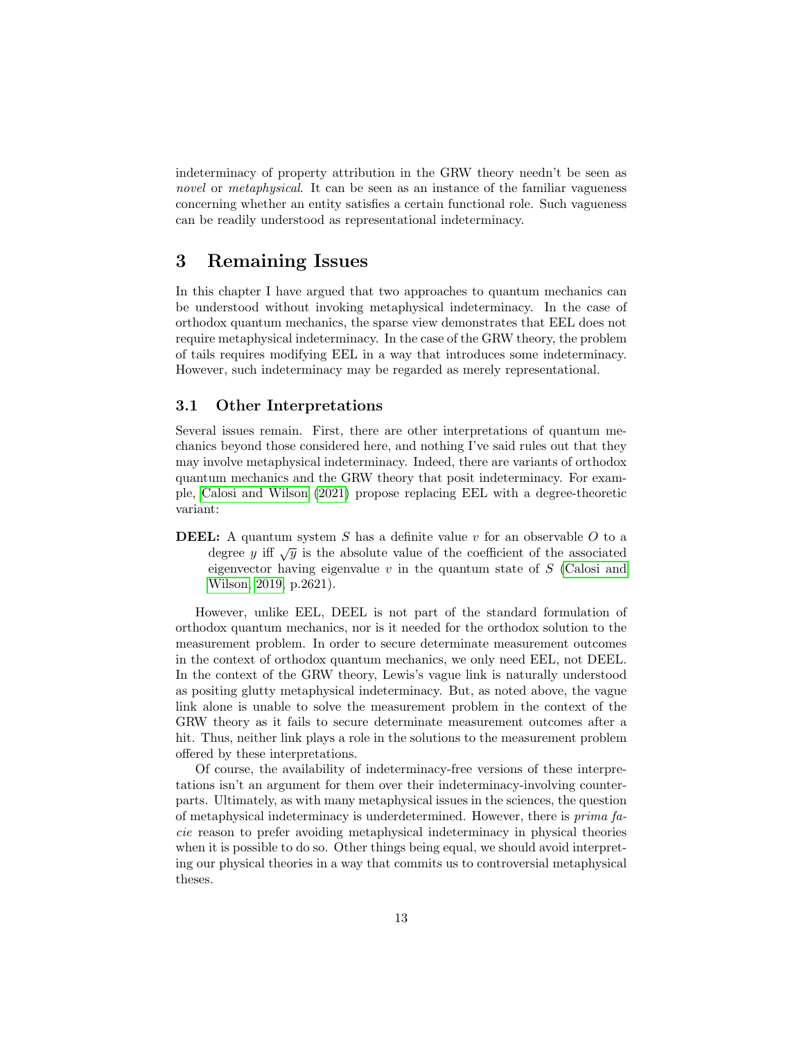indeterminacy of property attribution in the GRW theory needn't be seen as *novel* or *metaphysical*. It can be seen as an instance of the familiar vagueness concerning whether an entity satisfies a certain functional role. Such vagueness can be readily understood as representational indeterminacy.

# 3 Remaining Issues

In this chapter I have argued that two approaches to quantum mechanics can be understood without invoking metaphysical indeterminacy. In the case of orthodox quantum mechanics, the sparse view demonstrates that EEL does not require metaphysical indeterminacy. In the case of the GRW theory, the problem of tails requires modifying EEL in a way that introduces some indeterminacy. However, such indeterminacy may be regarded as merely representational.

## 3.1 Other Interpretations

Several issues remain. First, there are other interpretations of quantum mechanics beyond those considered here, and nothing I've said rules out that they may involve metaphysical indeterminacy. Indeed, there are variants of orthodox quantum mechanics and the GRW theory that posit indeterminacy. For example, Calosi and Wilson (2021) propose replacing EEL with a degree-theoretic variant:

**DEEL:** A quantum system $S$ has a definite value $v$ for an observable $O$ to a degree $y$ iff $\sqrt{y}$ is the absolute value of the coefficient of the associated eigenvector having eigenvalue $v$ in the quantum state of $S$ (Calosi and Wilson 2019, p.2621).

However, unlike EEL, DEEL is not part of the standard formulation of orthodox quantum mechanics, nor is it needed for the orthodox solution to the measurement problem. In order to secure determinate measurement outcomes in the context of orthodox quantum mechanics, we only need EEL, not DEEL. In the context of the GRW theory, Lewis's vague link is naturally understood as positing glutty metaphysical indeterminacy. But, as noted above, the vague link alone is unable to solve the measurement problem in the context of the GRW theory as it fails to secure determinate measurement outcomes after a hit. Thus, neither link plays a role in the solutions to the measurement problem offered by these interpretations.

Of course, the availability of indeterminacy-free versions of these interpretations isn't an argument for them over their indeterminacy-involving counterparts. Ultimately, as with many metaphysical issues in the sciences, the question of metaphysical indeterminacy is underdetermined. However, there is *prima facie* reason to prefer avoiding metaphysical indeterminacy in physical theories when it is possible to do so. Other things being equal, we should avoid interpreting our physical theories in a way that commits us to controversial metaphysical theses.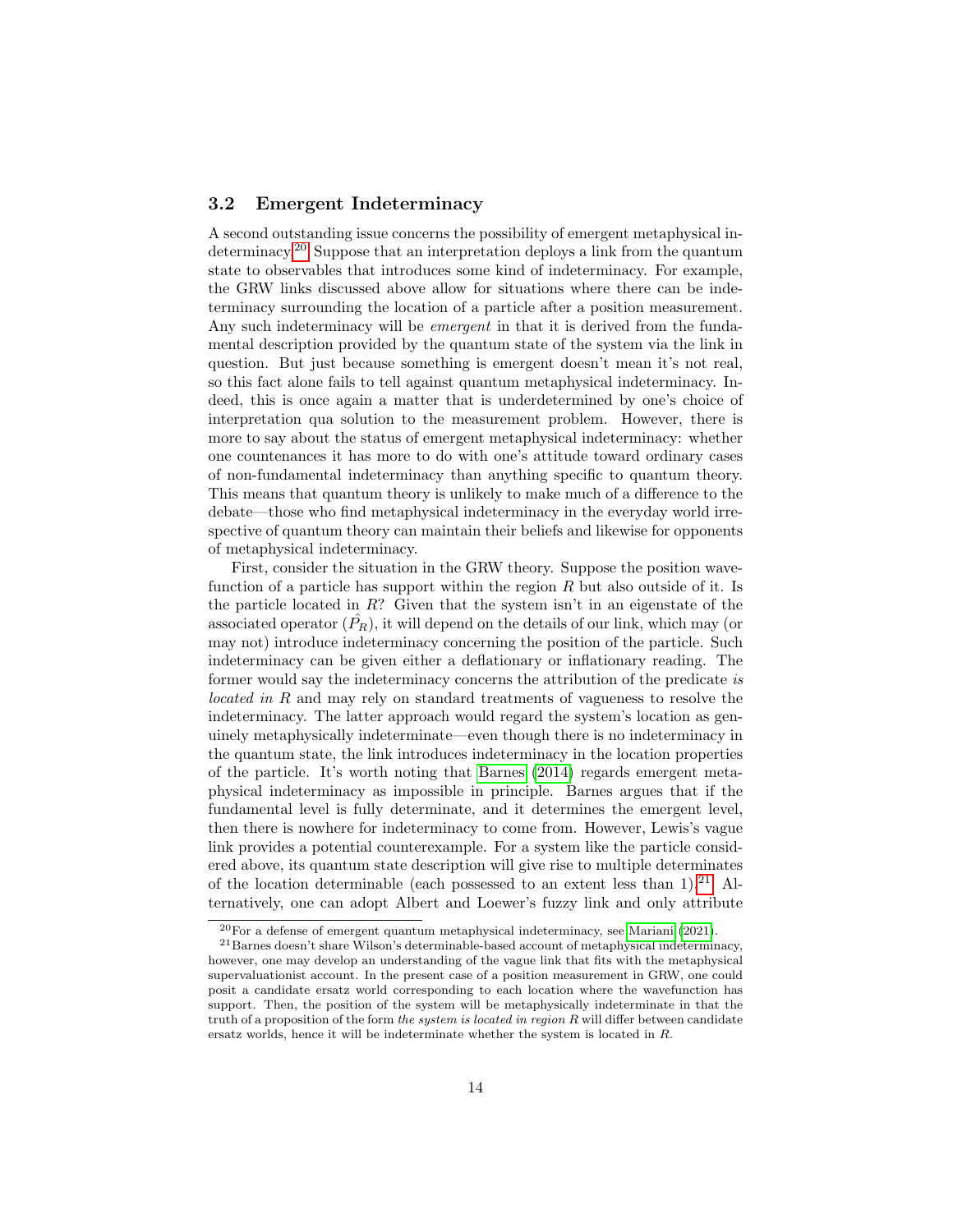### 3.2 Emergent Indeterminacy

A second outstanding issue concerns the possibility of emergent metaphysical indeterminacy.[20] Suppose that an interpretation deploys a link from the quantum state to observables that introduces some kind of indeterminacy. For example, the GRW links discussed above allow for situations where there can be indeterminacy surrounding the location of a particle after a position measurement. Any such indeterminacy will be *emergent* in that it is derived from the fundamental description provided by the quantum state of the system via the link in question. But just because something is emergent doesn't mean it's not real, so this fact alone fails to tell against quantum metaphysical indeterminacy. Indeed, this is once again a matter that is underdetermined by one's choice of interpretation qua solution to the measurement problem. However, there is more to say about the status of emergent metaphysical indeterminacy: whether one countenances it has more to do with one's attitude toward ordinary cases of non-fundamental indeterminacy than anything specific to quantum theory. This means that quantum theory is unlikely to make much of a difference to the debate—those who find metaphysical indeterminacy in the everyday world irrespective of quantum theory can maintain their beliefs and likewise for opponents of metaphysical indeterminacy.

First, consider the situation in the GRW theory. Suppose the position wavefunction of a particle has support within the region $R$ but also outside of it. Is the particle located in $R$? Given that the system isn't in an eigenstate of the associated operator ($\hat{P}_R$), it will depend on the details of our link, which may (or may not) introduce indeterminacy concerning the position of the particle. Such indeterminacy can be given either a deflationary or inflationary reading. The former would say the indeterminacy concerns the attribution of the predicate *is located in* $R$ and may rely on standard treatments of vagueness to resolve the indeterminacy. The latter approach would regard the system's location as genuinely metaphysically indeterminate—even though there is no indeterminacy in the quantum state, the link introduces indeterminacy in the location properties of the particle. It's worth noting that Barnes (2014) regards emergent metaphysical indeterminacy as impossible in principle. Barnes argues that if the fundamental level is fully determinate, and it determines the emergent level, then there is nowhere for indeterminacy to come from. However, Lewis's vague link provides a potential counterexample. For a system like the particle considered above, its quantum state description will give rise to multiple determinates of the location determinable (each possessed to an extent less than 1).[21] Alternatively, one can adopt Albert and Loewer's fuzzy link and only attribute

[20] For a defense of emergent quantum metaphysical indeterminacy, see Mariani (2021).

[21] Barnes doesn't share Wilson's determinable-based account of metaphysical indeterminacy, however, one may develop an understanding of the vague link that fits with the metaphysical supervaluationist account. In the present case of a position measurement in GRW, one could posit a candidate ersatz world corresponding to each location where the wavefunction has support. Then, the position of the system will be metaphysically indeterminate in that the truth of a proposition of the form *the system is located in region R* will differ between candidate ersatz worlds, hence it will be indeterminate whether the system is located in $R$.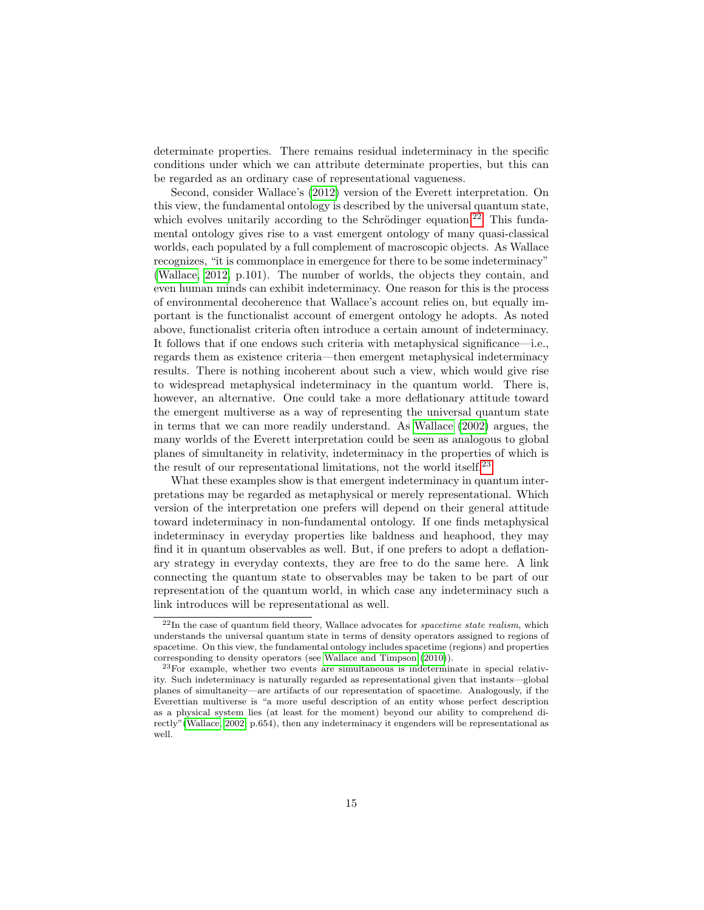determinate properties. There remains residual indeterminacy in the specific conditions under which we can attribute determinate properties, but this can be regarded as an ordinary case of representational vagueness.

Second, consider Wallace's (2012) version of the Everett interpretation. On this view, the fundamental ontology is described by the universal quantum state, which evolves unitarily according to the Schrödinger equation.[22] This fundamental ontology gives rise to a vast emergent ontology of many quasi-classical worlds, each populated by a full complement of macroscopic objects. As Wallace recognizes, "it is commonplace in emergence for there to be some indeterminacy" (Wallace, 2012, p.101). The number of worlds, the objects they contain, and even human minds can exhibit indeterminacy. One reason for this is the process of environmental decoherence that Wallace's account relies on, but equally important is the functionalist account of emergent ontology he adopts. As noted above, functionalist criteria often introduce a certain amount of indeterminacy. It follows that if one endows such criteria with metaphysical significance—i.e., regards them as existence criteria—then emergent metaphysical indeterminacy results. There is nothing incoherent about such a view, which would give rise to widespread metaphysical indeterminacy in the quantum world. There is, however, an alternative. One could take a more deflationary attitude toward the emergent multiverse as a way of representing the universal quantum state in terms that we can more readily understand. As Wallace (2002) argues, the many worlds of the Everett interpretation could be seen as analogous to global planes of simultaneity in relativity, indeterminacy in the properties of which is the result of our representational limitations, not the world itself.[23]

What these examples show is that emergent indeterminacy in quantum interpretations may be regarded as metaphysical or merely representational. Which version of the interpretation one prefers will depend on their general attitude toward indeterminacy in non-fundamental ontology. If one finds metaphysical indeterminacy in everyday properties like baldness and heaphood, they may find it in quantum observables as well. But, if one prefers to adopt a deflationary strategy in everyday contexts, they are free to do the same here. A link connecting the quantum state to observables may be taken to be part of our representation of the quantum world, in which case any indeterminacy such a link introduces will be representational as well.

---

[22] In the case of quantum field theory, Wallace advocates for *spacetime state realism*, which understands the universal quantum state in terms of density operators assigned to regions of spacetime. On this view, the fundamental ontology includes spacetime (regions) and properties corresponding to density operators (see Wallace and Timpson (2010)).

[23] For example, whether two events are simultaneous is indeterminate in special relativity. Such indeterminacy is naturally regarded as representational given that instants—global planes of simultaneity—are artifacts of our representation of spacetime. Analogously, if the Everettian multiverse is "a more useful description of an entity whose perfect description as a physical system lies (at least for the moment) beyond our ability to comprehend directly"(Wallace, 2002, p.654), then any indeterminacy it engenders will be representational as well.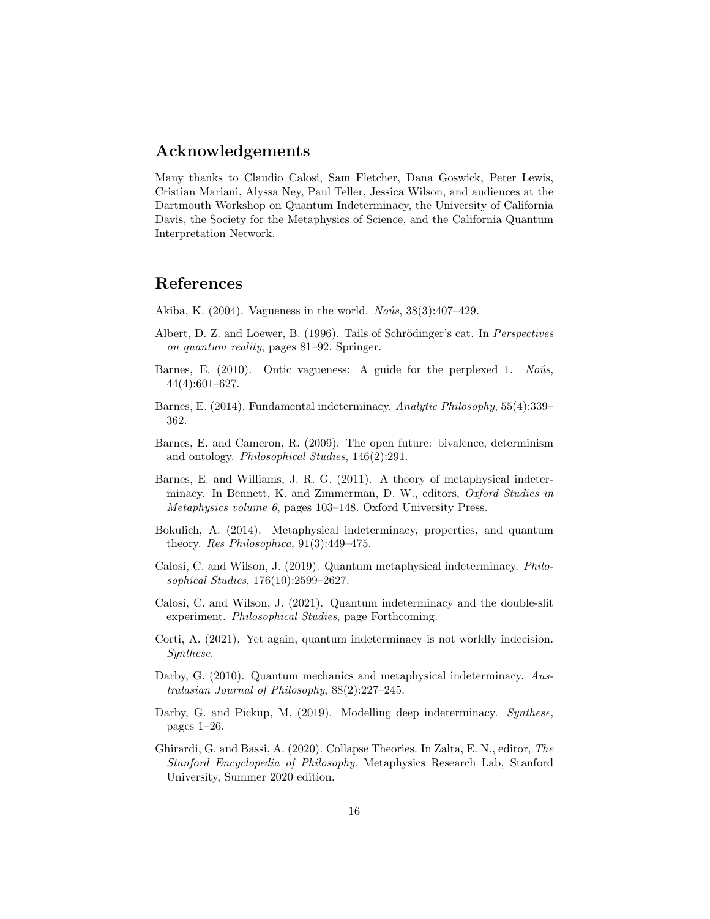## Acknowledgements

Many thanks to Claudio Calosi, Sam Fletcher, Dana Goswick, Peter Lewis, Cristian Mariani, Alyssa Ney, Paul Teller, Jessica Wilson, and audiences at the Dartmouth Workshop on Quantum Indeterminacy, the University of California Davis, the Society for the Metaphysics of Science, and the California Quantum Interpretation Network.

## References

Akiba, K. (2004). Vagueness in the world. *Noûs*, 38(3):407–429.

Albert, D. Z. and Loewer, B. (1996). Tails of Schrödinger's cat. In *Perspectives on quantum reality*, pages 81–92. Springer.

Barnes, E. (2010). Ontic vagueness: A guide for the perplexed 1. *Noûs*, 44(4):601–627.

Barnes, E. (2014). Fundamental indeterminacy. *Analytic Philosophy*, 55(4):339–362.

Barnes, E. and Cameron, R. (2009). The open future: bivalence, determinism and ontology. *Philosophical Studies*, 146(2):291.

Barnes, E. and Williams, J. R. G. (2011). A theory of metaphysical indeterminacy. In Bennett, K. and Zimmerman, D. W., editors, *Oxford Studies in Metaphysics volume 6*, pages 103–148. Oxford University Press.

Bokulich, A. (2014). Metaphysical indeterminacy, properties, and quantum theory. *Res Philosophica*, 91(3):449–475.

Calosi, C. and Wilson, J. (2019). Quantum metaphysical indeterminacy. *Philosophical Studies*, 176(10):2599–2627.

Calosi, C. and Wilson, J. (2021). Quantum indeterminacy and the double-slit experiment. *Philosophical Studies*, page Forthcoming.

Corti, A. (2021). Yet again, quantum indeterminacy is not worldly indecision. *Synthese*.

Darby, G. (2010). Quantum mechanics and metaphysical indeterminacy. *Australasian Journal of Philosophy*, 88(2):227–245.

Darby, G. and Pickup, M. (2019). Modelling deep indeterminacy. *Synthese*, pages 1–26.

Ghirardi, G. and Bassi, A. (2020). Collapse Theories. In Zalta, E. N., editor, *The Stanford Encyclopedia of Philosophy*. Metaphysics Research Lab, Stanford University, Summer 2020 edition.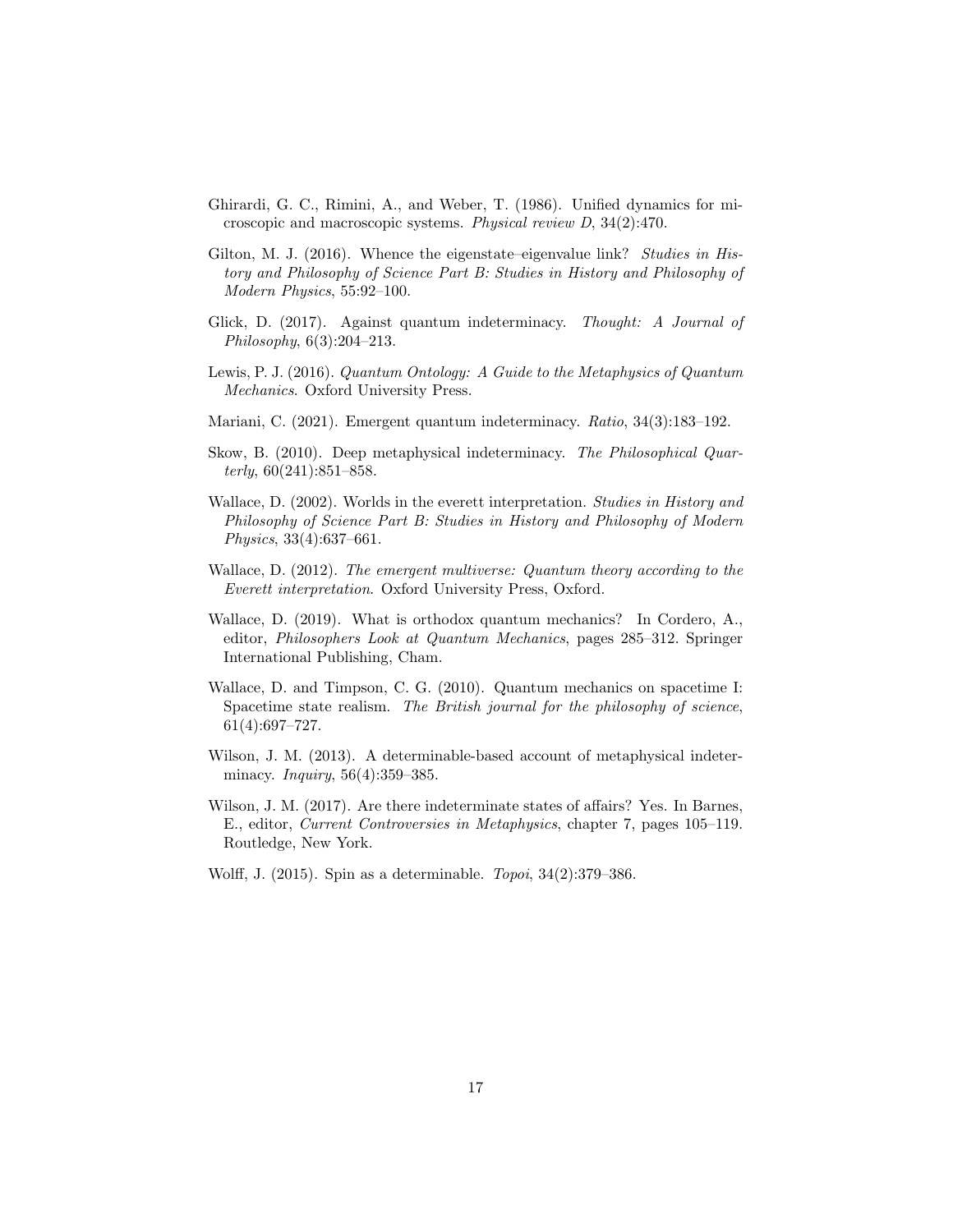Ghirardi, G. C., Rimini, A., and Weber, T. (1986). Unified dynamics for microscopic and macroscopic systems. *Physical review D*, 34(2):470.

Gilton, M. J. (2016). Whence the eigenstate–eigenvalue link? *Studies in History and Philosophy of Science Part B: Studies in History and Philosophy of Modern Physics*, 55:92–100.

Glick, D. (2017). Against quantum indeterminacy. *Thought: A Journal of Philosophy*, 6(3):204–213.

Lewis, P. J. (2016). *Quantum Ontology: A Guide to the Metaphysics of Quantum Mechanics*. Oxford University Press.

Mariani, C. (2021). Emergent quantum indeterminacy. *Ratio*, 34(3):183–192.

Skow, B. (2010). Deep metaphysical indeterminacy. *The Philosophical Quarterly*, 60(241):851–858.

Wallace, D. (2002). Worlds in the everett interpretation. *Studies in History and Philosophy of Science Part B: Studies in History and Philosophy of Modern Physics*, 33(4):637–661.

Wallace, D. (2012). *The emergent multiverse: Quantum theory according to the Everett interpretation*. Oxford University Press, Oxford.

Wallace, D. (2019). What is orthodox quantum mechanics? In Cordero, A., editor, *Philosophers Look at Quantum Mechanics*, pages 285–312. Springer International Publishing, Cham.

Wallace, D. and Timpson, C. G. (2010). Quantum mechanics on spacetime I: Spacetime state realism. *The British journal for the philosophy of science*, 61(4):697–727.

Wilson, J. M. (2013). A determinable-based account of metaphysical indeterminacy. *Inquiry*, 56(4):359–385.

Wilson, J. M. (2017). Are there indeterminate states of affairs? Yes. In Barnes, E., editor, *Current Controversies in Metaphysics*, chapter 7, pages 105–119. Routledge, New York.

Wolff, J. (2015). Spin as a determinable. *Topoi*, 34(2):379–386.